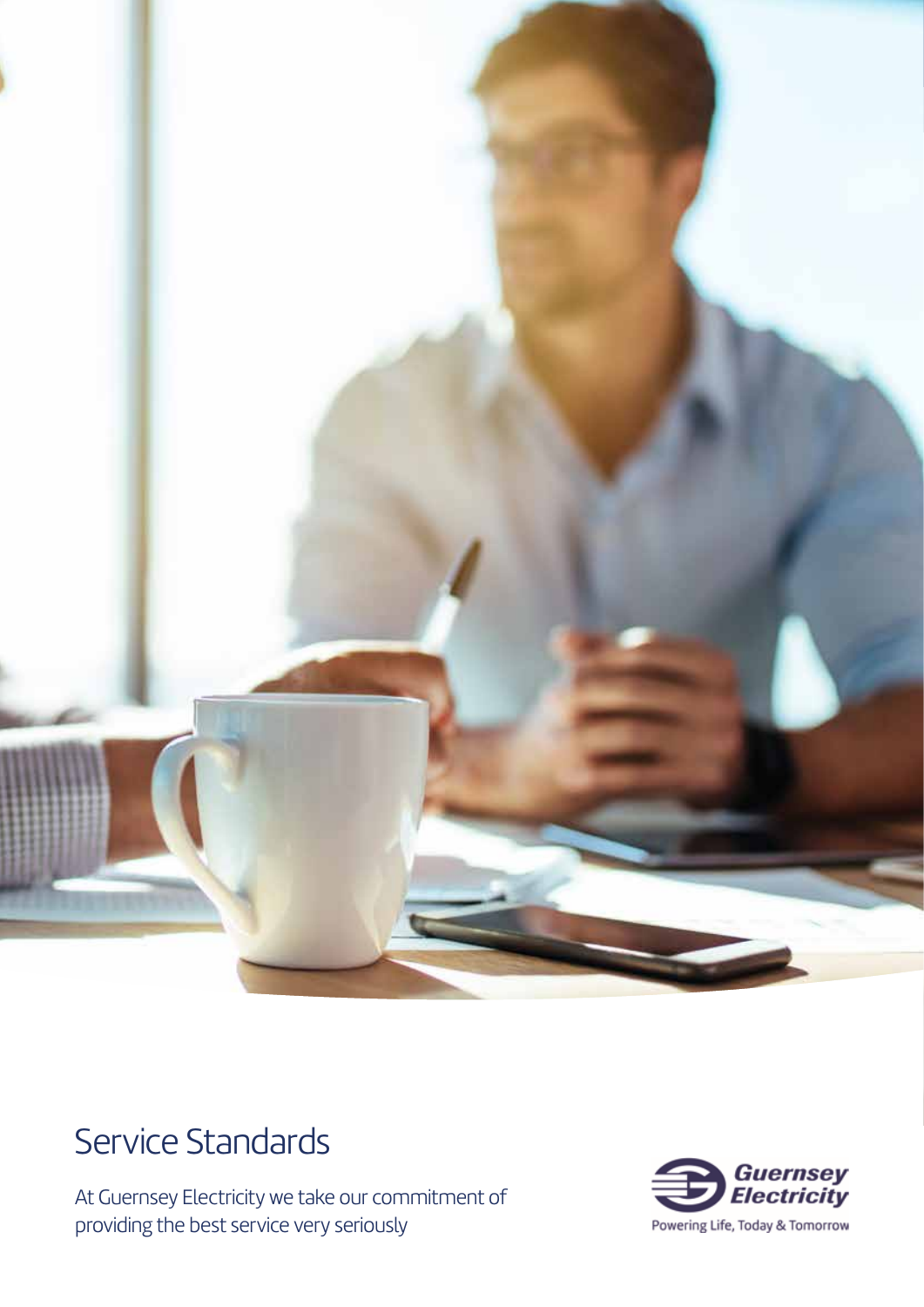# Service Standards

At Guernsey Electricity we take our commitment of providing the best service very seriously

Guernsey Electricity

Powering Life, Today & Tomorrow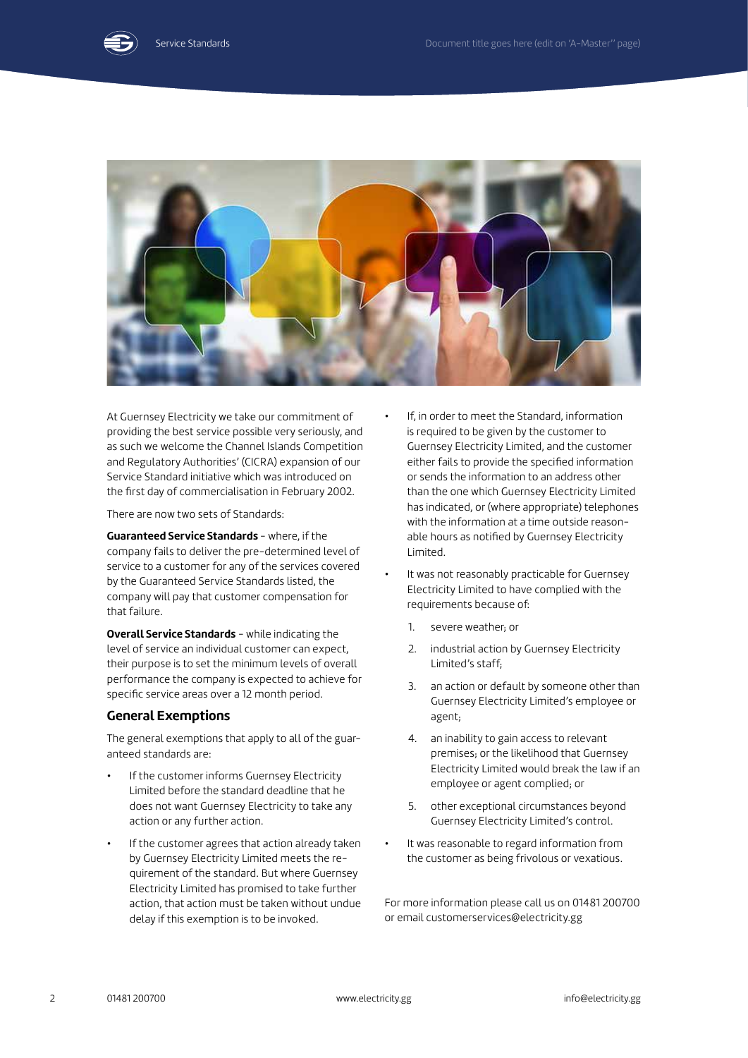At Guernsey Electricity we take our commitment of providing the best service possible very seriously, and as such we welcome the Channel Islands Competition and Regulatory Authorities' (CICRA) expansion of our Service Standard initiative which was introduced on the first day of commercialisation in February 2002.

There are now two sets of Standards:

**Guaranteed Service Standards** - where, if the company fails to deliver the pre-determined level of service to a customer for any of the services covered by the Guaranteed Service Standards listed, the company will pay that customer compensation for that failure.

**Overall Service Standards** - while indicating the level of service an individual customer can expect, their purpose is to set the minimum levels of overall performance the company is expected to achieve for specific service areas over a 12 month period.

## General Exemptions

The general exemptions that apply to all of the guaranteed standards are:

- If the customer informs Guernsey Electricity Limited before the standard deadline that he does not want Guernsey Electricity to take any action or any further action.
- If the customer agrees that action already taken by Guernsey Electricity Limited meets the requirement of the standard. But where Guernsey Electricity Limited has promised to take further action, that action must be taken without undue delay if this exemption is to be invoked.
- If, in order to meet the Standard, information is required to be given by the customer to Guernsey Electricity Limited, and the customer either fails to provide the specified information or sends the information to an address other than the one which Guernsey Electricity Limited has indicated, or (where appropriate) telephones with the information at a time outside reasonable hours as notified by Guernsey Electricity Limited.
- It was not reasonably practicable for Guernsey Electricity Limited to have complied with the requirements because of:
  1. severe weather; or
  2. industrial action by Guernsey Electricity Limited's staff;
  3. an action or default by someone other than Guernsey Electricity Limited's employee or agent;
  4. an inability to gain access to relevant premises; or the likelihood that Guernsey Electricity Limited would break the law if an employee or agent complied; or
  5. other exceptional circumstances beyond Guernsey Electricity Limited's control.
- It was reasonable to regard information from the customer as being frivolous or vexatious.

For more information please call us on 01481 200700 or email customerservices@electricity.gg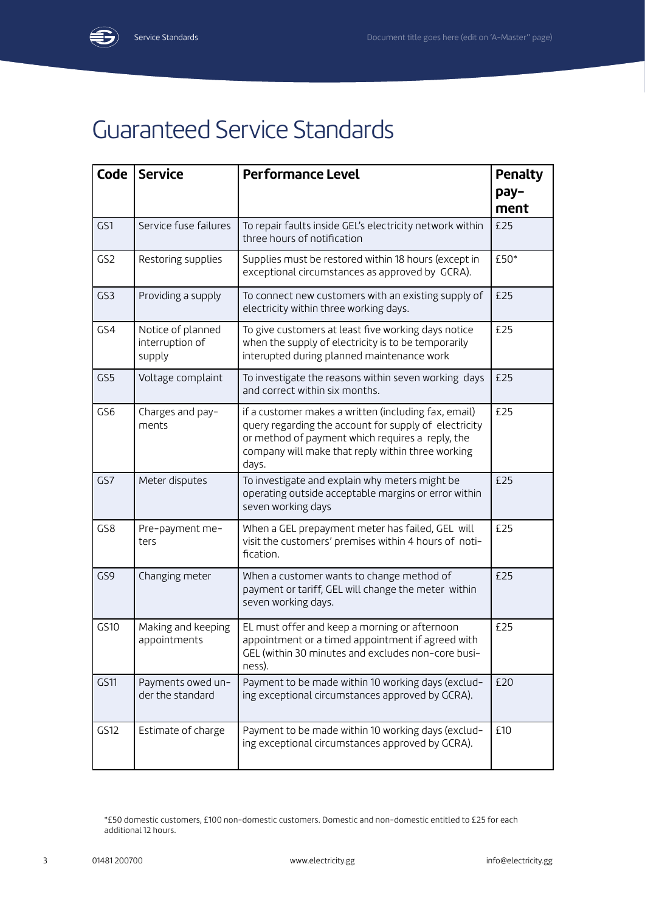# Guaranteed Service Standards

| Code | Service | Performance Level | Penalty payment |
|---|---|---|---|
| GS1 | Service fuse failures | To repair faults inside GEL's electricity network within three hours of notification | £25 |
| GS2 | Restoring supplies | Supplies must be restored within 18 hours (except in exceptional circumstances as approved by GCRA). | £50* |
| GS3 | Providing a supply | To connect new customers with an existing supply of electricity within three working days. | £25 |
| GS4 | Notice of planned interruption of supply | To give customers at least five working days notice when the supply of electricity is to be temporarily interupted during planned maintenance work | £25 |
| GS5 | Voltage complaint | To investigate the reasons within seven working days and correct within six months. | £25 |
| GS6 | Charges and payments | if a customer makes a written (including fax, email) query regarding the account for supply of electricity or method of payment which requires a reply, the company will make that reply within three working days. | £25 |
| GS7 | Meter disputes | To investigate and explain why meters might be operating outside acceptable margins or error within seven working days | £25 |
| GS8 | Pre-payment meters | When a GEL prepayment meter has failed, GEL will visit the customers' premises within 4 hours of notification. | £25 |
| GS9 | Changing meter | When a customer wants to change method of payment or tariff, GEL will change the meter within seven working days. | £25 |
| GS10 | Making and keeping appointments | EL must offer and keep a morning or afternoon appointment or a timed appointment if agreed with GEL (within 30 minutes and excludes non-core business). | £25 |
| GS11 | Payments owed under the standard | Payment to be made within 10 working days (excluding exceptional circumstances approved by GCRA). | £20 |
| GS12 | Estimate of charge | Payment to be made within 10 working days (excluding exceptional circumstances approved by GCRA). | £10 |

*£50 domestic customers, £100 non-domestic customers. Domestic and non-domestic entitled to £25 for each additional 12 hours.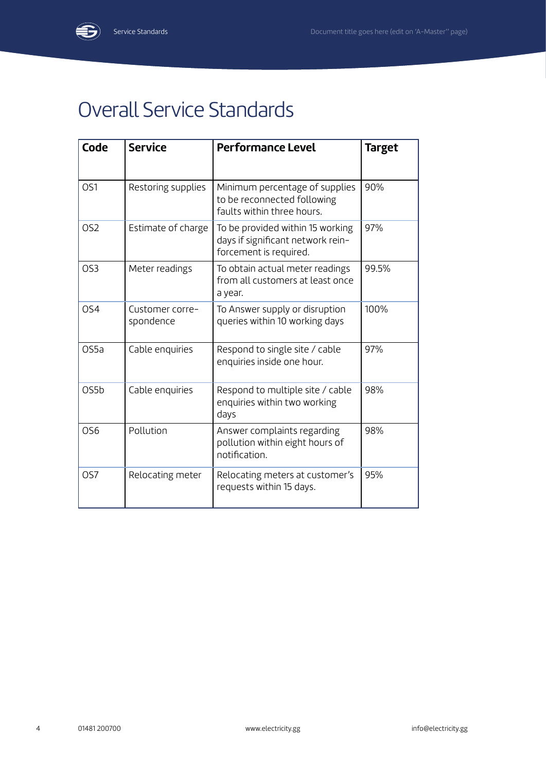# Overall Service Standards

| Code | Service | Performance Level | Target |
| --- | --- | --- | --- |
| OS1 | Restoring supplies | Minimum percentage of supplies to be reconnected following faults within three hours. | 90% |
| OS2 | Estimate of charge | To be provided within 15 working days if significant network reinforcement is required. | 97% |
| OS3 | Meter readings | To obtain actual meter readings from all customers at least once a year. | 99.5% |
| OS4 | Customer correspondence | To Answer supply or disruption queries within 10 working days | 100% |
| OS5a | Cable enquiries | Respond to single site / cable enquiries inside one hour. | 97% |
| OS5b | Cable enquiries | Respond to multiple site / cable enquiries within two working days | 98% |
| OS6 | Pollution | Answer complaints regarding pollution within eight hours of notification. | 98% |
| OS7 | Relocating meter | Relocating meters at customer's requests within 15 days. | 95% |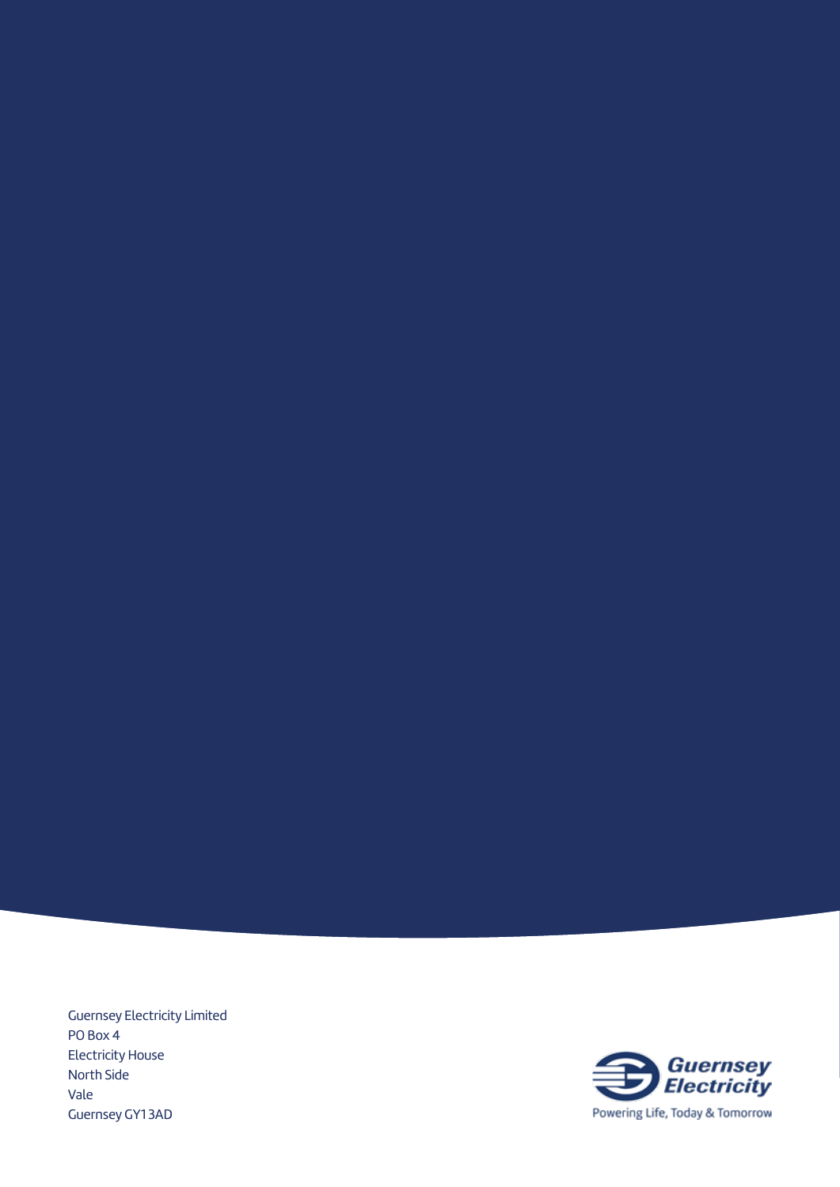Guernsey Electricity Limited
PO Box 4
Electricity House
North Side
Vale
Guernsey GY13AD

Guernsey Electricity

Powering Life, Today & Tomorrow